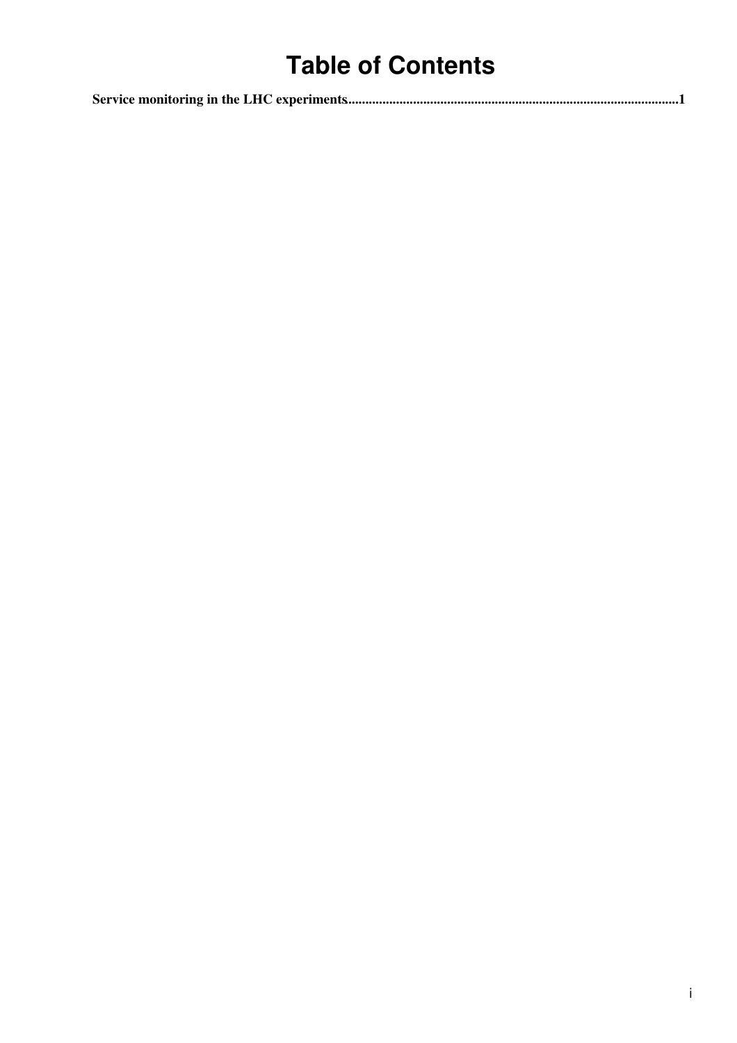# Table of Contents

**Service monitoring in the LHC experiments....................................................................................................1**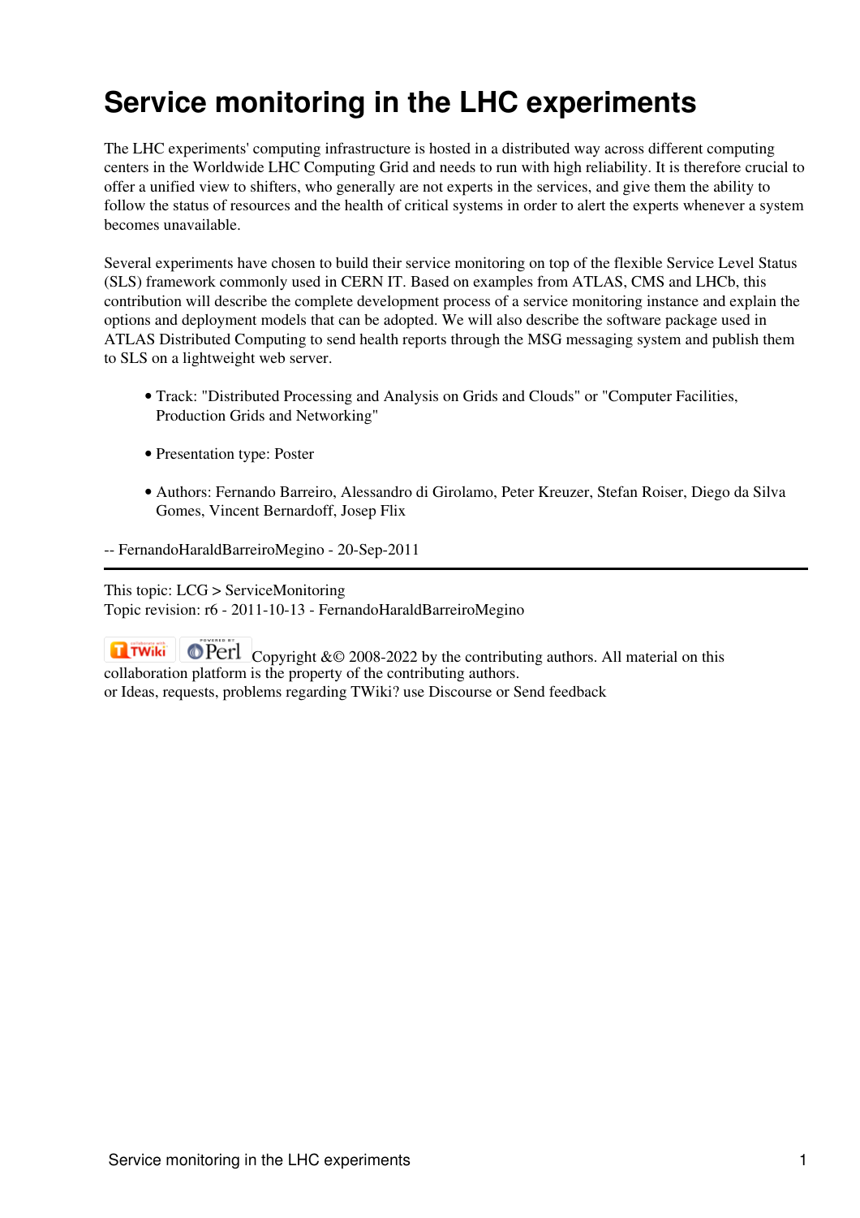# Service monitoring in the LHC experiments

The LHC experiments' computing infrastructure is hosted in a distributed way across different computing centers in the Worldwide LHC Computing Grid and needs to run with high reliability. It is therefore crucial to offer a unified view to shifters, who generally are not experts in the services, and give them the ability to follow the status of resources and the health of critical systems in order to alert the experts whenever a system becomes unavailable.

Several experiments have chosen to build their service monitoring on top of the flexible Service Level Status (SLS) framework commonly used in CERN IT. Based on examples from ATLAS, CMS and LHCb, this contribution will describe the complete development process of a service monitoring instance and explain the options and deployment models that can be adopted. We will also describe the software package used in ATLAS Distributed Computing to send health reports through the MSG messaging system and publish them to SLS on a lightweight web server.

- Track: "Distributed Processing and Analysis on Grids and Clouds" or "Computer Facilities, Production Grids and Networking"
- Presentation type: Poster
- Authors: Fernando Barreiro, Alessandro di Girolamo, Peter Kreuzer, Stefan Roiser, Diego da Silva Gomes, Vincent Bernardoff, Josep Flix

-- FernandoHaraldBarreiroMegino - 20-Sep-2011

---

This topic: LCG > ServiceMonitoring
Topic revision: r6 - 2011-10-13 - FernandoHaraldBarreiroMegino

Copyright &© 2008-2022 by the contributing authors. All material on this collaboration platform is the property of the contributing authors.
or Ideas, requests, problems regarding TWiki? use Discourse or Send feedback